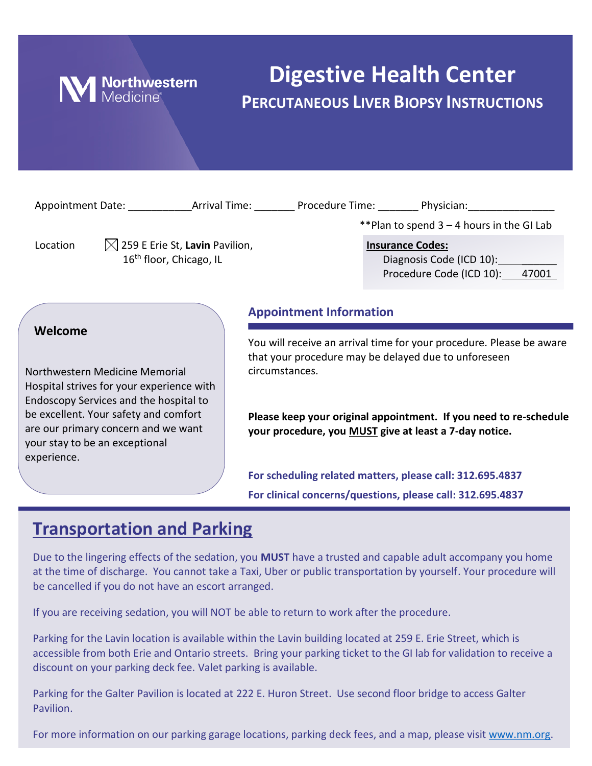Northwestern Medicine

# Digestive Health Center

## PERCUTANEOUS LIVER BIOPSY INSTRUCTIONS

Appointment Date: ___________ Arrival Time: _______ Procedure Time: _______ Physician: _______________

**Plan to spend 3 – 4 hours in the GI Lab

Location ☒ 259 E Erie St, **Lavin** Pavilion, 16th floor, Chicago, IL

**Insurance Codes:**

Diagnosis Code (ICD 10): ___________

Procedure Code (ICD 10): 47001

### Welcome

Northwestern Medicine Memorial Hospital strives for your experience with Endoscopy Services and the hospital to be excellent. Your safety and comfort are our primary concern and we want your stay to be an exceptional experience.

### Appointment Information

You will receive an arrival time for your procedure. Please be aware that your procedure may be delayed due to unforeseen circumstances.

**Please keep your original appointment. If you need to re-schedule your procedure, you MUST give at least a 7-day notice.**

**For scheduling related matters, please call: 312.695.4837**

**For clinical concerns/questions, please call: 312.695.4837**

## Transportation and Parking

Due to the lingering effects of the sedation, you **MUST** have a trusted and capable adult accompany you home at the time of discharge. You cannot take a Taxi, Uber or public transportation by yourself. Your procedure will be cancelled if you do not have an escort arranged.

If you are receiving sedation, you will NOT be able to return to work after the procedure.

Parking for the Lavin location is available within the Lavin building located at 259 E. Erie Street, which is accessible from both Erie and Ontario streets. Bring your parking ticket to the GI lab for validation to receive a discount on your parking deck fee. Valet parking is available.

Parking for the Galter Pavilion is located at 222 E. Huron Street. Use second floor bridge to access Galter Pavilion.

For more information on our parking garage locations, parking deck fees, and a map, please visit www.nm.org.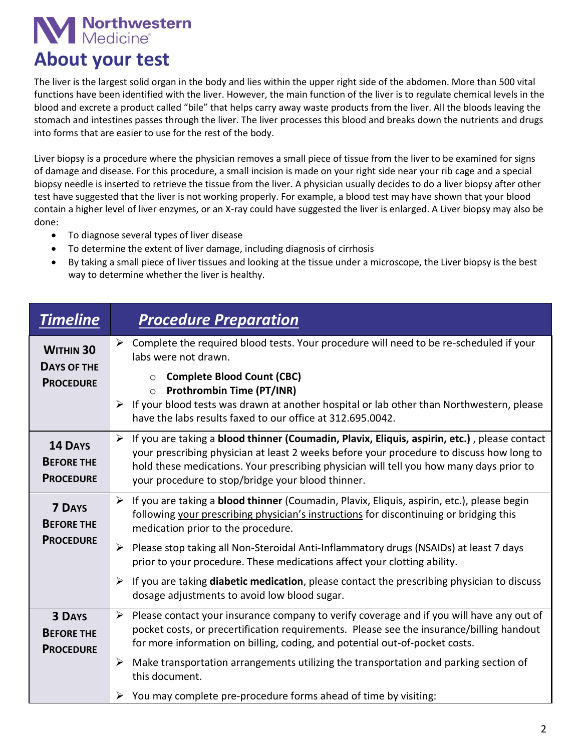# About your test

The liver is the largest solid organ in the body and lies within the upper right side of the abdomen. More than 500 vital functions have been identified with the liver. However, the main function of the liver is to regulate chemical levels in the blood and excrete a product called "bile" that helps carry away waste products from the liver. All the bloods leaving the stomach and intestines passes through the liver. The liver processes this blood and breaks down the nutrients and drugs into forms that are easier to use for the rest of the body.

Liver biopsy is a procedure where the physician removes a small piece of tissue from the liver to be examined for signs of damage and disease. For this procedure, a small incision is made on your right side near your rib cage and a special biopsy needle is inserted to retrieve the tissue from the liver. A physician usually decides to do a liver biopsy after other test have suggested that the liver is not working properly. For example, a blood test may have shown that your blood contain a higher level of liver enzymes, or an X-ray could have suggested the liver is enlarged. A Liver biopsy may also be done:

- To diagnose several types of liver disease
- To determine the extent of liver damage, including diagnosis of cirrhosis
- By taking a small piece of liver tissues and looking at the tissue under a microscope, the Liver biopsy is the best way to determine whether the liver is healthy.

| ***Timeline*** | ***Procedure Preparation*** |
|---|---|
| **Within 30 Days of the Procedure** | ➢ Complete the required blood tests. Your procedure will need to be re-scheduled if your labs were not drawn.<br>○ **Complete Blood Count (CBC)**<br>○ **Prothrombin Time (PT/INR)**<br>➢ If your blood tests was drawn at another hospital or lab other than Northwestern, please have the labs results faxed to our office at 312.695.0042. |
| **14 Days Before the Procedure** | ➢ If you are taking a **blood thinner (Coumadin, Plavix, Eliquis, aspirin, etc.)** , please contact your prescribing physician at least 2 weeks before your procedure to discuss how long to hold these medications. Your prescribing physician will tell you how many days prior to your procedure to stop/bridge your blood thinner. |
| **7 Days Before the Procedure** | ➢ If you are taking a **blood thinner** (Coumadin, Plavix, Eliquis, aspirin, etc.), please begin following your prescribing physician's instructions for discontinuing or bridging this medication prior to the procedure.<br>➢ Please stop taking all Non-Steroidal Anti-Inflammatory drugs (NSAIDs) at least 7 days prior to your procedure. These medications affect your clotting ability.<br>➢ If you are taking **diabetic medication**, please contact the prescribing physician to discuss dosage adjustments to avoid low blood sugar. |
| **3 Days Before the Procedure** | ➢ Please contact your insurance company to verify coverage and if you will have any out of pocket costs, or precertification requirements. Please see the insurance/billing handout for more information on billing, coding, and potential out-of-pocket costs.<br>➢ Make transportation arrangements utilizing the transportation and parking section of this document.<br>➢ You may complete pre-procedure forms ahead of time by visiting: |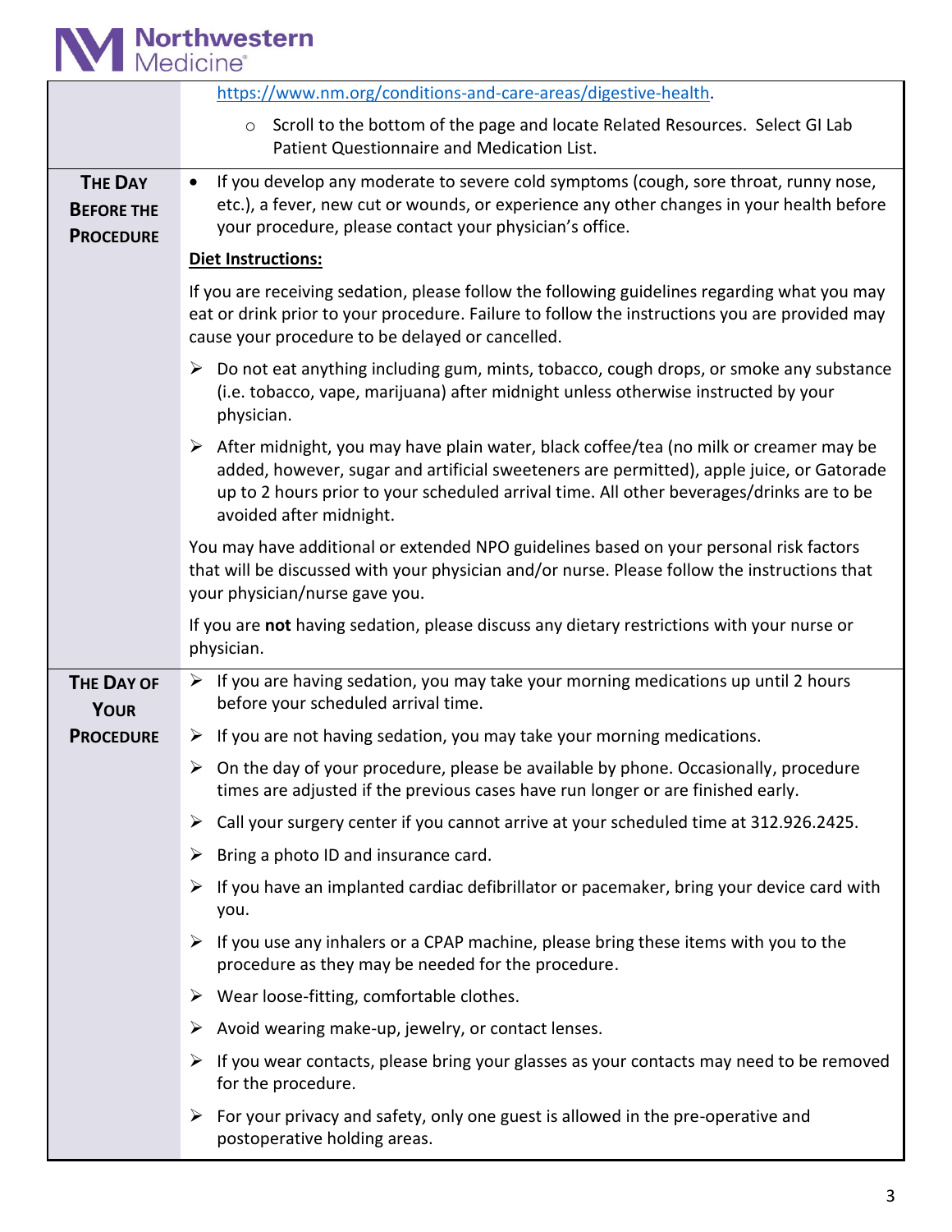| | |
|---|---|
| | https://www.nm.org/conditions-and-care-areas/digestive-health.<br>◦ Scroll to the bottom of the page and locate Related Resources. Select GI Lab Patient Questionnaire and Medication List. |
| **THE DAY BEFORE THE PROCEDURE** | • If you develop any moderate to severe cold symptoms (cough, sore throat, runny nose, etc.), a fever, new cut or wounds, or experience any other changes in your health before your procedure, please contact your physician's office.<br><br>**Diet Instructions:**<br><br>If you are receiving sedation, please follow the following guidelines regarding what you may eat or drink prior to your procedure. Failure to follow the instructions you are provided may cause your procedure to be delayed or cancelled.<br><br>➢ Do not eat anything including gum, mints, tobacco, cough drops, or smoke any substance (i.e. tobacco, vape, marijuana) after midnight unless otherwise instructed by your physician.<br><br>➢ After midnight, you may have plain water, black coffee/tea (no milk or creamer may be added, however, sugar and artificial sweeteners are permitted), apple juice, or Gatorade up to 2 hours prior to your scheduled arrival time. All other beverages/drinks are to be avoided after midnight.<br><br>You may have additional or extended NPO guidelines based on your personal risk factors that will be discussed with your physician and/or nurse. Please follow the instructions that your physician/nurse gave you.<br><br>If you are **not** having sedation, please discuss any dietary restrictions with your nurse or physician. |
| **THE DAY OF YOUR PROCEDURE** | ➢ If you are having sedation, you may take your morning medications up until 2 hours before your scheduled arrival time.<br><br>➢ If you are not having sedation, you may take your morning medications.<br><br>➢ On the day of your procedure, please be available by phone. Occasionally, procedure times are adjusted if the previous cases have run longer or are finished early.<br><br>➢ Call your surgery center if you cannot arrive at your scheduled time at 312.926.2425.<br><br>➢ Bring a photo ID and insurance card.<br><br>➢ If you have an implanted cardiac defibrillator or pacemaker, bring your device card with you.<br><br>➢ If you use any inhalers or a CPAP machine, please bring these items with you to the procedure as they may be needed for the procedure.<br><br>➢ Wear loose-fitting, comfortable clothes.<br><br>➢ Avoid wearing make-up, jewelry, or contact lenses.<br><br>➢ If you wear contacts, please bring your glasses as your contacts may need to be removed for the procedure.<br><br>➢ For your privacy and safety, only one guest is allowed in the pre-operative and postoperative holding areas. |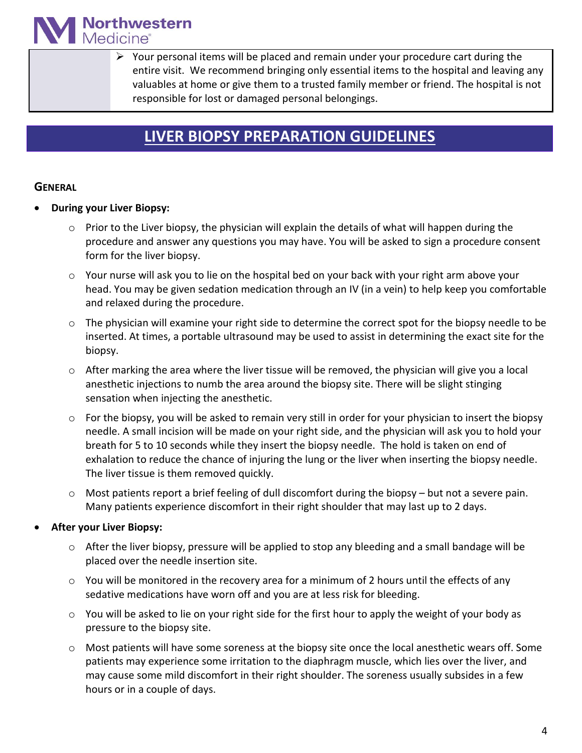- Your personal items will be placed and remain under your procedure cart during the entire visit. We recommend bringing only essential items to the hospital and leaving any valuables at home or give them to a trusted family member or friend. The hospital is not responsible for lost or damaged personal belongings.

# LIVER BIOPSY PREPARATION GUIDELINES

### GENERAL

- **During your Liver Biopsy:**
  - Prior to the Liver biopsy, the physician will explain the details of what will happen during the procedure and answer any questions you may have. You will be asked to sign a procedure consent form for the liver biopsy.
  - Your nurse will ask you to lie on the hospital bed on your back with your right arm above your head. You may be given sedation medication through an IV (in a vein) to help keep you comfortable and relaxed during the procedure.
  - The physician will examine your right side to determine the correct spot for the biopsy needle to be inserted. At times, a portable ultrasound may be used to assist in determining the exact site for the biopsy.
  - After marking the area where the liver tissue will be removed, the physician will give you a local anesthetic injections to numb the area around the biopsy site. There will be slight stinging sensation when injecting the anesthetic.
  - For the biopsy, you will be asked to remain very still in order for your physician to insert the biopsy needle. A small incision will be made on your right side, and the physician will ask you to hold your breath for 5 to 10 seconds while they insert the biopsy needle. The hold is taken on end of exhalation to reduce the chance of injuring the lung or the liver when inserting the biopsy needle. The liver tissue is them removed quickly.
  - Most patients report a brief feeling of dull discomfort during the biopsy – but not a severe pain. Many patients experience discomfort in their right shoulder that may last up to 2 days.
- **After your Liver Biopsy:**
  - After the liver biopsy, pressure will be applied to stop any bleeding and a small bandage will be placed over the needle insertion site.
  - You will be monitored in the recovery area for a minimum of 2 hours until the effects of any sedative medications have worn off and you are at less risk for bleeding.
  - You will be asked to lie on your right side for the first hour to apply the weight of your body as pressure to the biopsy site.
  - Most patients will have some soreness at the biopsy site once the local anesthetic wears off. Some patients may experience some irritation to the diaphragm muscle, which lies over the liver, and may cause some mild discomfort in their right shoulder. The soreness usually subsides in a few hours or in a couple of days.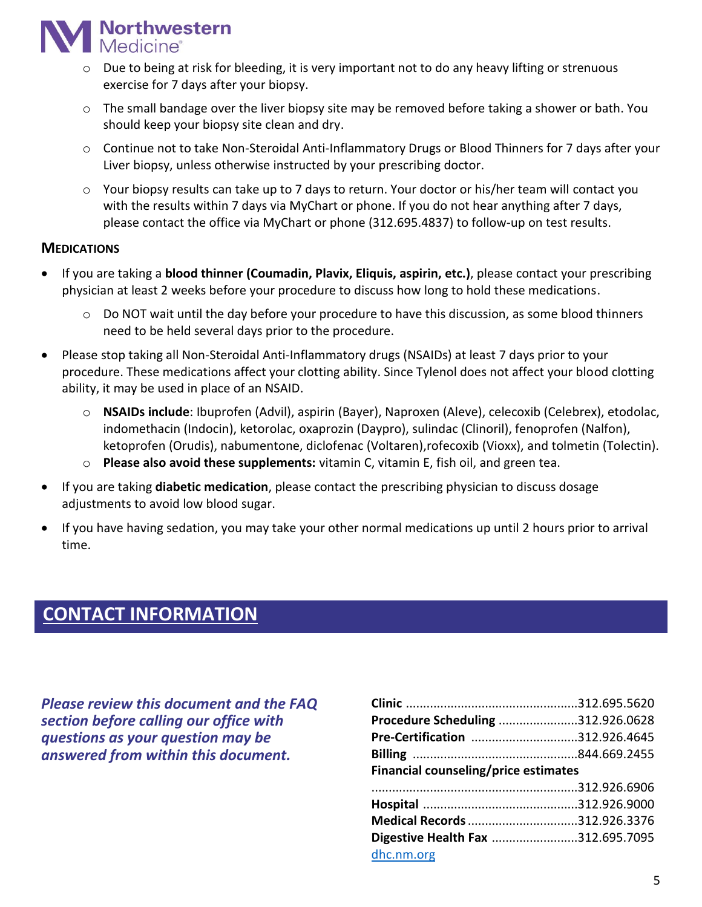- Due to being at risk for bleeding, it is very important not to do any heavy lifting or strenuous exercise for 7 days after your biopsy.
- The small bandage over the liver biopsy site may be removed before taking a shower or bath. You should keep your biopsy site clean and dry.
- Continue not to take Non-Steroidal Anti-Inflammatory Drugs or Blood Thinners for 7 days after your Liver biopsy, unless otherwise instructed by your prescribing doctor.
- Your biopsy results can take up to 7 days to return. Your doctor or his/her team will contact you with the results within 7 days via MyChart or phone. If you do not hear anything after 7 days, please contact the office via MyChart or phone (312.695.4837) to follow-up on test results.

### MEDICATIONS

- If you are taking a **blood thinner (Coumadin, Plavix, Eliquis, aspirin, etc.)**, please contact your prescribing physician at least 2 weeks before your procedure to discuss how long to hold these medications.
  - Do NOT wait until the day before your procedure to have this discussion, as some blood thinners need to be held several days prior to the procedure.
- Please stop taking all Non-Steroidal Anti-Inflammatory drugs (NSAIDs) at least 7 days prior to your procedure. These medications affect your clotting ability. Since Tylenol does not affect your blood clotting ability, it may be used in place of an NSAID.
  - **NSAIDs include**: Ibuprofen (Advil), aspirin (Bayer), Naproxen (Aleve), celecoxib (Celebrex), etodolac, indomethacin (Indocin), ketorolac, oxaprozin (Daypro), sulindac (Clinoril), fenoprofen (Nalfon), ketoprofen (Orudis), nabumentone, diclofenac (Voltaren),rofecoxib (Vioxx), and tolmetin (Tolectin).
  - **Please also avoid these supplements:** vitamin C, vitamin E, fish oil, and green tea.
- If you are taking **diabetic medication**, please contact the prescribing physician to discuss dosage adjustments to avoid low blood sugar.
- If you have having sedation, you may take your other normal medications up until 2 hours prior to arrival time.

## CONTACT INFORMATION

***Please review this document and the FAQ section before calling our office with questions as your question may be answered from within this document.***

**Clinic** ................................................312.695.5620
**Procedure Scheduling** ......................312.926.0628
**Pre-Certification** ..............................312.926.4645
**Billing** ...............................................844.669.2455
**Financial counseling/price estimates**
..........................................................312.926.6906
**Hospital** ............................................312.926.9000
**Medical Records** ...............................312.926.3376
**Digestive Health Fax** ........................312.695.7095
dhc.nm.org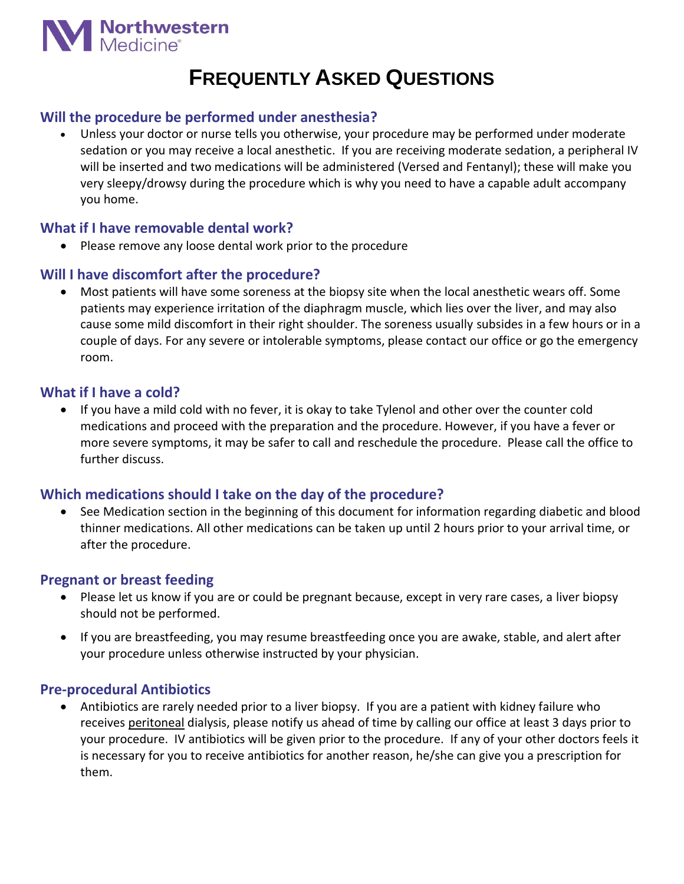Northwestern Medicine

# FREQUENTLY ASKED QUESTIONS

## Will the procedure be performed under anesthesia?

- Unless your doctor or nurse tells you otherwise, your procedure may be performed under moderate sedation or you may receive a local anesthetic. If you are receiving moderate sedation, a peripheral IV will be inserted and two medications will be administered (Versed and Fentanyl); these will make you very sleepy/drowsy during the procedure which is why you need to have a capable adult accompany you home.

## What if I have removable dental work?

- Please remove any loose dental work prior to the procedure

## Will I have discomfort after the procedure?

- Most patients will have some soreness at the biopsy site when the local anesthetic wears off. Some patients may experience irritation of the diaphragm muscle, which lies over the liver, and may also cause some mild discomfort in their right shoulder. The soreness usually subsides in a few hours or in a couple of days. For any severe or intolerable symptoms, please contact our office or go the emergency room.

## What if I have a cold?

- If you have a mild cold with no fever, it is okay to take Tylenol and other over the counter cold medications and proceed with the preparation and the procedure. However, if you have a fever or more severe symptoms, it may be safer to call and reschedule the procedure. Please call the office to further discuss.

## Which medications should I take on the day of the procedure?

- See Medication section in the beginning of this document for information regarding diabetic and blood thinner medications. All other medications can be taken up until 2 hours prior to your arrival time, or after the procedure.

## Pregnant or breast feeding

- Please let us know if you are or could be pregnant because, except in very rare cases, a liver biopsy should not be performed.
- If you are breastfeeding, you may resume breastfeeding once you are awake, stable, and alert after your procedure unless otherwise instructed by your physician.

## Pre-procedural Antibiotics

- Antibiotics are rarely needed prior to a liver biopsy. If you are a patient with kidney failure who receives peritoneal dialysis, please notify us ahead of time by calling our office at least 3 days prior to your procedure. IV antibiotics will be given prior to the procedure. If any of your other doctors feels it is necessary for you to receive antibiotics for another reason, he/she can give you a prescription for them.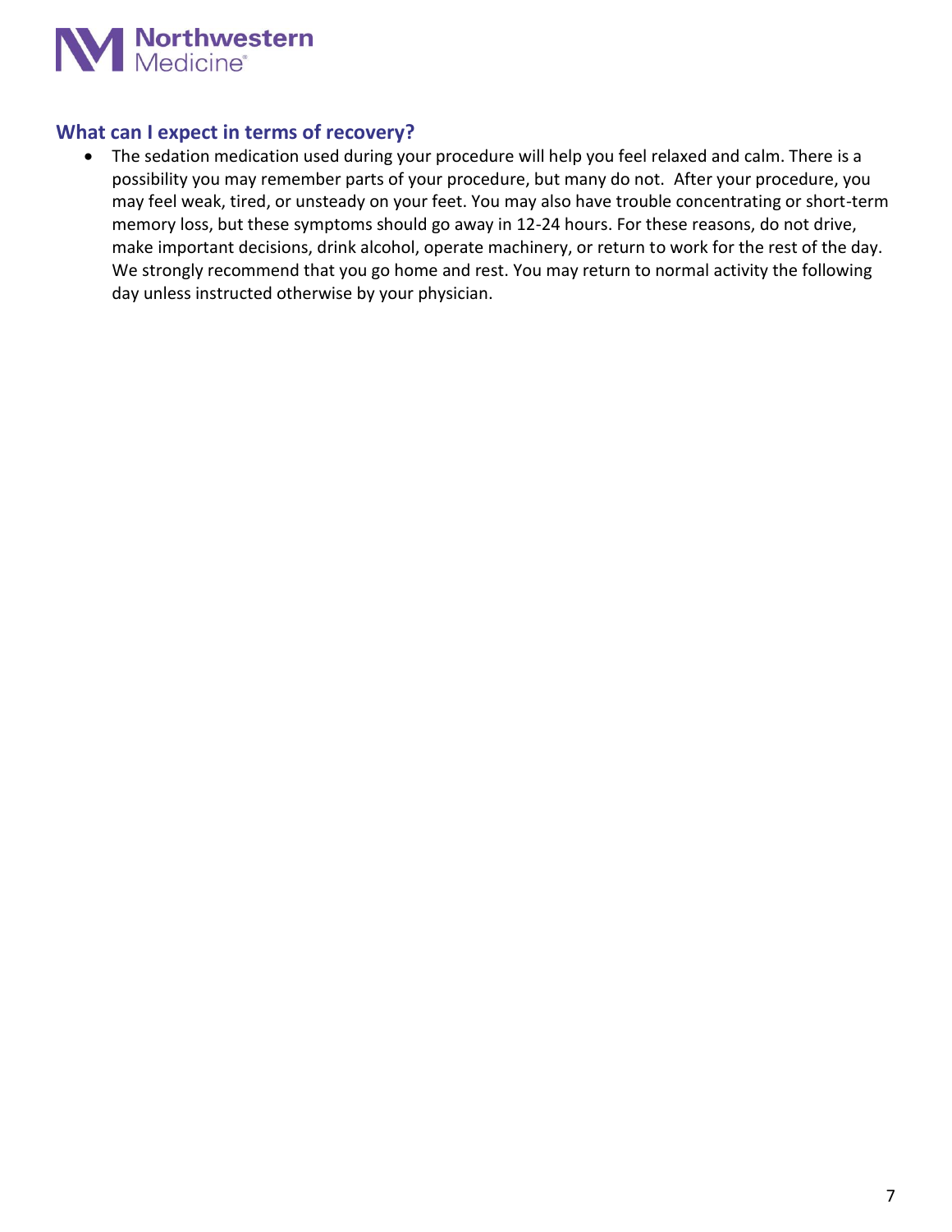## What can I expect in terms of recovery?

- The sedation medication used during your procedure will help you feel relaxed and calm. There is a possibility you may remember parts of your procedure, but many do not. After your procedure, you may feel weak, tired, or unsteady on your feet. You may also have trouble concentrating or short-term memory loss, but these symptoms should go away in 12-24 hours. For these reasons, do not drive, make important decisions, drink alcohol, operate machinery, or return to work for the rest of the day. We strongly recommend that you go home and rest. You may return to normal activity the following day unless instructed otherwise by your physician.